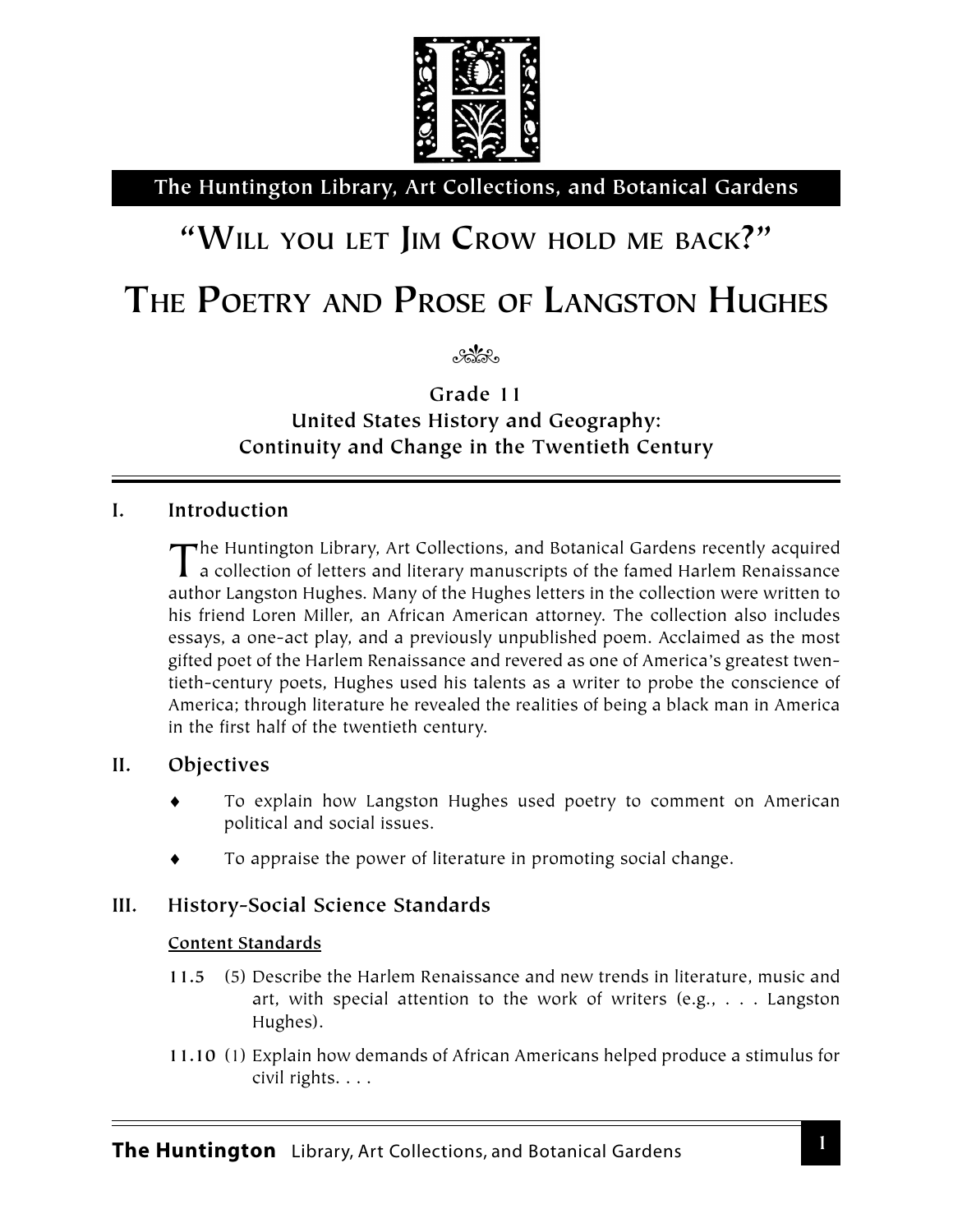The Huntington Library, Art Collections, and Botanical Gardens

# "Will you let Jim Crow hold me back?"

# The Poetry and Prose of Langston Hughes

**Grade 11**
**United States History and Geography:**
**Continuity and Change in the Twentieth Century**

## I. Introduction

The Huntington Library, Art Collections, and Botanical Gardens recently acquired a collection of letters and literary manuscripts of the famed Harlem Renaissance author Langston Hughes. Many of the Hughes letters in the collection were written to his friend Loren Miller, an African American attorney. The collection also includes essays, a one-act play, and a previously unpublished poem. Acclaimed as the most gifted poet of the Harlem Renaissance and revered as one of America's greatest twentieth-century poets, Hughes used his talents as a writer to probe the conscience of America; through literature he revealed the realities of being a black man in America in the first half of the twentieth century.

## II. Objectives

- To explain how Langston Hughes used poetry to comment on American political and social issues.
- To appraise the power of literature in promoting social change.

## III. History-Social Science Standards

**Content Standards**

**11.5** (5) Describe the Harlem Renaissance and new trends in literature, music and art, with special attention to the work of writers (e.g., . . . Langston Hughes).

**11.10** (1) Explain how demands of African Americans helped produce a stimulus for civil rights. . . .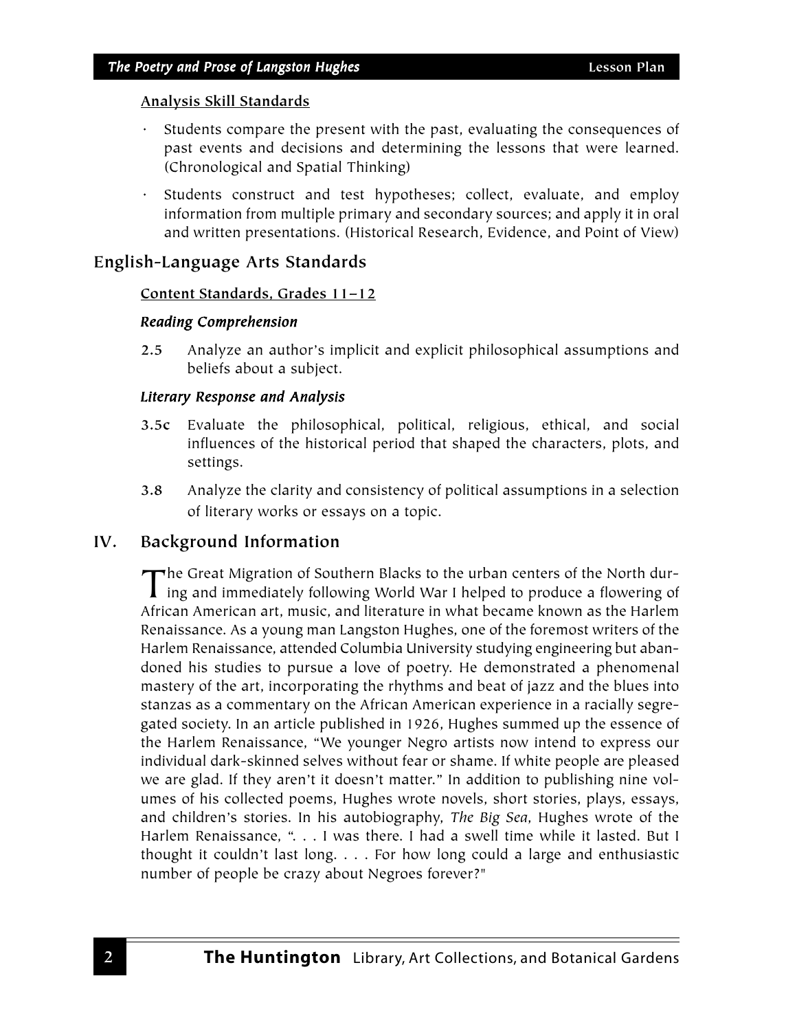**Analysis Skill Standards**

- Students compare the present with the past, evaluating the consequences of past events and decisions and determining the lessons that were learned. (Chronological and Spatial Thinking)
- Students construct and test hypotheses; collect, evaluate, and employ information from multiple primary and secondary sources; and apply it in oral and written presentations. (Historical Research, Evidence, and Point of View)

## English-Language Arts Standards

**Content Standards, Grades 11–12**

***Reading Comprehension***

**2.5** Analyze an author's implicit and explicit philosophical assumptions and beliefs about a subject.

***Literary Response and Analysis***

**3.5c** Evaluate the philosophical, political, religious, ethical, and social influences of the historical period that shaped the characters, plots, and settings.

**3.8** Analyze the clarity and consistency of political assumptions in a selection of literary works or essays on a topic.

## IV. Background Information

The Great Migration of Southern Blacks to the urban centers of the North during and immediately following World War I helped to produce a flowering of African American art, music, and literature in what became known as the Harlem Renaissance. As a young man Langston Hughes, one of the foremost writers of the Harlem Renaissance, attended Columbia University studying engineering but abandoned his studies to pursue a love of poetry. He demonstrated a phenomenal mastery of the art, incorporating the rhythms and beat of jazz and the blues into stanzas as a commentary on the African American experience in a racially segregated society. In an article published in 1926, Hughes summed up the essence of the Harlem Renaissance, "We younger Negro artists now intend to express our individual dark-skinned selves without fear or shame. If white people are pleased we are glad. If they aren't it doesn't matter." In addition to publishing nine volumes of his collected poems, Hughes wrote novels, short stories, plays, essays, and children's stories. In his autobiography, *The Big Sea*, Hughes wrote of the Harlem Renaissance, ". . . I was there. I had a swell time while it lasted. But I thought it couldn't last long. . . . For how long could a large and enthusiastic number of people be crazy about Negroes forever?"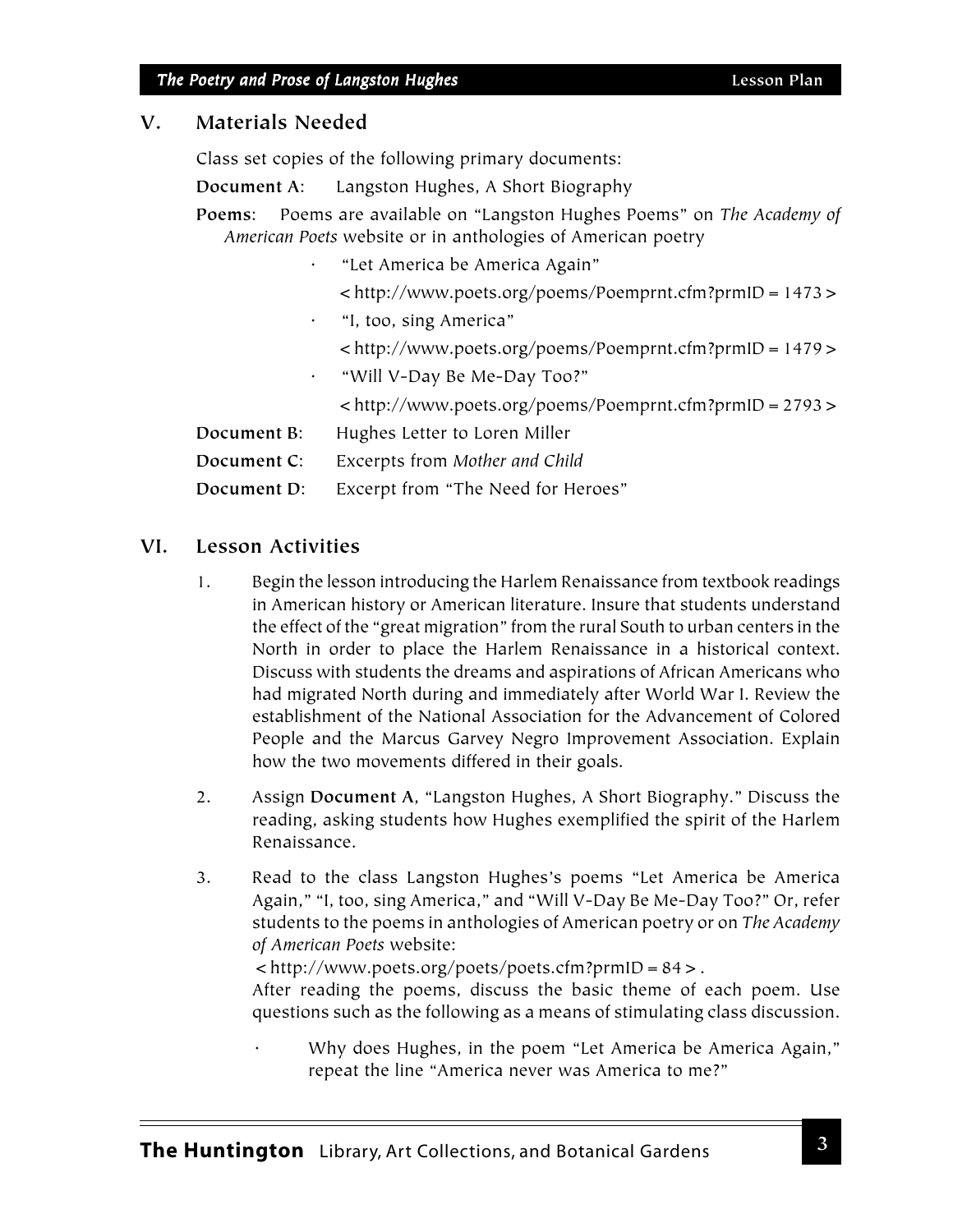## V. Materials Needed

Class set copies of the following primary documents:

**Document A**: Langston Hughes, A Short Biography

**Poems**: Poems are available on "Langston Hughes Poems" on *The Academy of American Poets* website or in anthologies of American poetry

- "Let America be America Again"
  < http://www.poets.org/poems/Poemprnt.cfm?prmID = 1473 >
- "I, too, sing America"
  < http://www.poets.org/poems/Poemprnt.cfm?prmID = 1479 >
- "Will V-Day Be Me-Day Too?"
  < http://www.poets.org/poems/Poemprnt.cfm?prmID = 2793 >

**Document B**: Hughes Letter to Loren Miller

**Document C**: Excerpts from *Mother and Child*

**Document D**: Excerpt from "The Need for Heroes"

## VI. Lesson Activities

1. Begin the lesson introducing the Harlem Renaissance from textbook readings in American history or American literature. Insure that students understand the effect of the "great migration" from the rural South to urban centers in the North in order to place the Harlem Renaissance in a historical context. Discuss with students the dreams and aspirations of African Americans who had migrated North during and immediately after World War I. Review the establishment of the National Association for the Advancement of Colored People and the Marcus Garvey Negro Improvement Association. Explain how the two movements differed in their goals.

2. Assign **Document A**, "Langston Hughes, A Short Biography." Discuss the reading, asking students how Hughes exemplified the spirit of the Harlem Renaissance.

3. Read to the class Langston Hughes's poems "Let America be America Again," "I, too, sing America," and "Will V-Day Be Me-Day Too?" Or, refer students to the poems in anthologies of American poetry or on *The Academy of American Poets* website:
   < http://www.poets.org/poets/poets.cfm?prmID = 84 > .
   After reading the poems, discuss the basic theme of each poem. Use questions such as the following as a means of stimulating class discussion.

   - Why does Hughes, in the poem "Let America be America Again," repeat the line "America never was America to me?"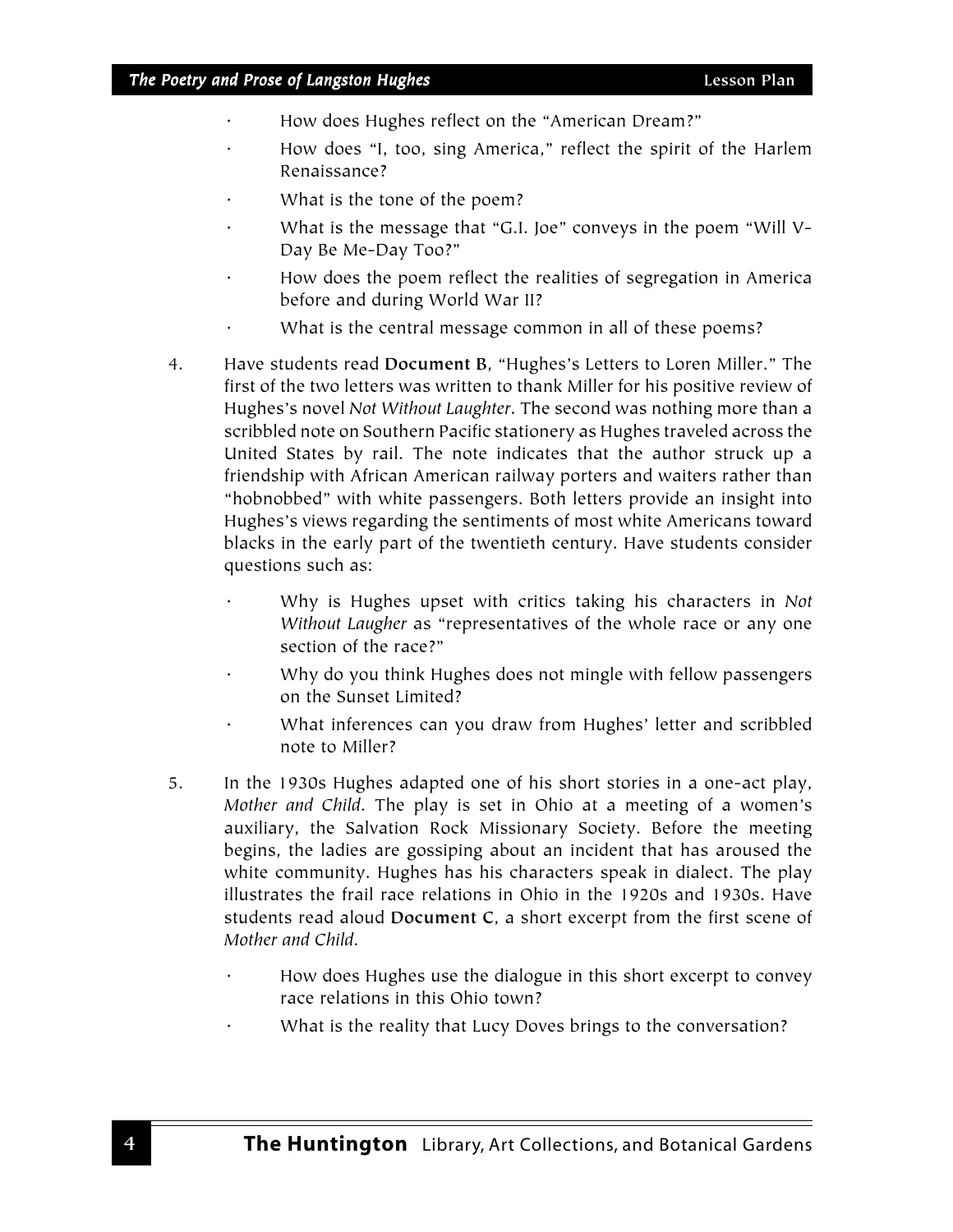- How does Hughes reflect on the "American Dream?"
- How does "I, too, sing America," reflect the spirit of the Harlem Renaissance?
- What is the tone of the poem?
- What is the message that "G.I. Joe" conveys in the poem "Will V-Day Be Me-Day Too?"
- How does the poem reflect the realities of segregation in America before and during World War II?
- What is the central message common in all of these poems?

4. Have students read **Document B**, "Hughes's Letters to Loren Miller." The first of the two letters was written to thank Miller for his positive review of Hughes's novel *Not Without Laughter*. The second was nothing more than a scribbled note on Southern Pacific stationery as Hughes traveled across the United States by rail. The note indicates that the author struck up a friendship with African American railway porters and waiters rather than "hobnobbed" with white passengers. Both letters provide an insight into Hughes's views regarding the sentiments of most white Americans toward blacks in the early part of the twentieth century. Have students consider questions such as:

   - Why is Hughes upset with critics taking his characters in *Not Without Laugher* as "representatives of the whole race or any one section of the race?"
   - Why do you think Hughes does not mingle with fellow passengers on the Sunset Limited?
   - What inferences can you draw from Hughes' letter and scribbled note to Miller?

5. In the 1930s Hughes adapted one of his short stories in a one-act play, *Mother and Child*. The play is set in Ohio at a meeting of a women's auxiliary, the Salvation Rock Missionary Society. Before the meeting begins, the ladies are gossiping about an incident that has aroused the white community. Hughes has his characters speak in dialect. The play illustrates the frail race relations in Ohio in the 1920s and 1930s. Have students read aloud **Document C**, a short excerpt from the first scene of *Mother and Child*.

   - How does Hughes use the dialogue in this short excerpt to convey race relations in this Ohio town?
   - What is the reality that Lucy Doves brings to the conversation?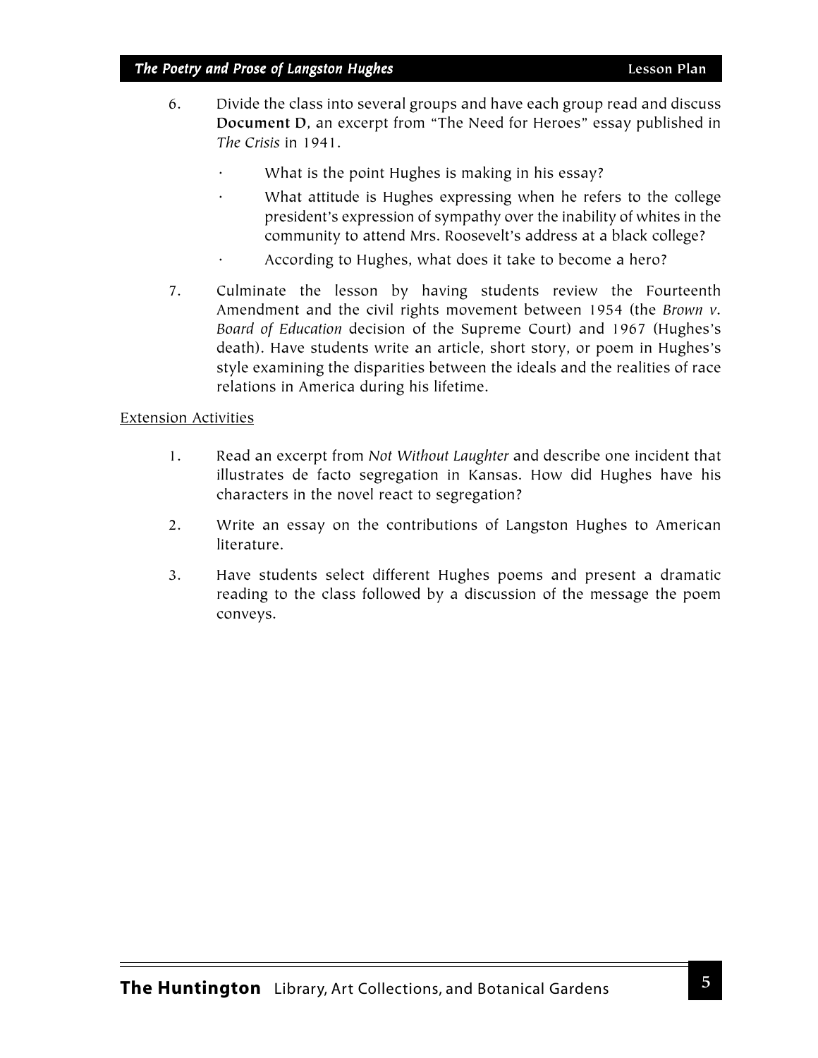6. Divide the class into several groups and have each group read and discuss **Document D**, an excerpt from "The Need for Heroes" essay published in *The Crisis* in 1941.

   - What is the point Hughes is making in his essay?
   - What attitude is Hughes expressing when he refers to the college president's expression of sympathy over the inability of whites in the community to attend Mrs. Roosevelt's address at a black college?
   - According to Hughes, what does it take to become a hero?

7. Culminate the lesson by having students review the Fourteenth Amendment and the civil rights movement between 1954 (the *Brown v. Board of Education* decision of the Supreme Court) and 1967 (Hughes's death). Have students write an article, short story, or poem in Hughes's style examining the disparities between the ideals and the realities of race relations in America during his lifetime.

<u>Extension Activities</u>

1. Read an excerpt from *Not Without Laughter* and describe one incident that illustrates de facto segregation in Kansas. How did Hughes have his characters in the novel react to segregation?

2. Write an essay on the contributions of Langston Hughes to American literature.

3. Have students select different Hughes poems and present a dramatic reading to the class followed by a discussion of the message the poem conveys.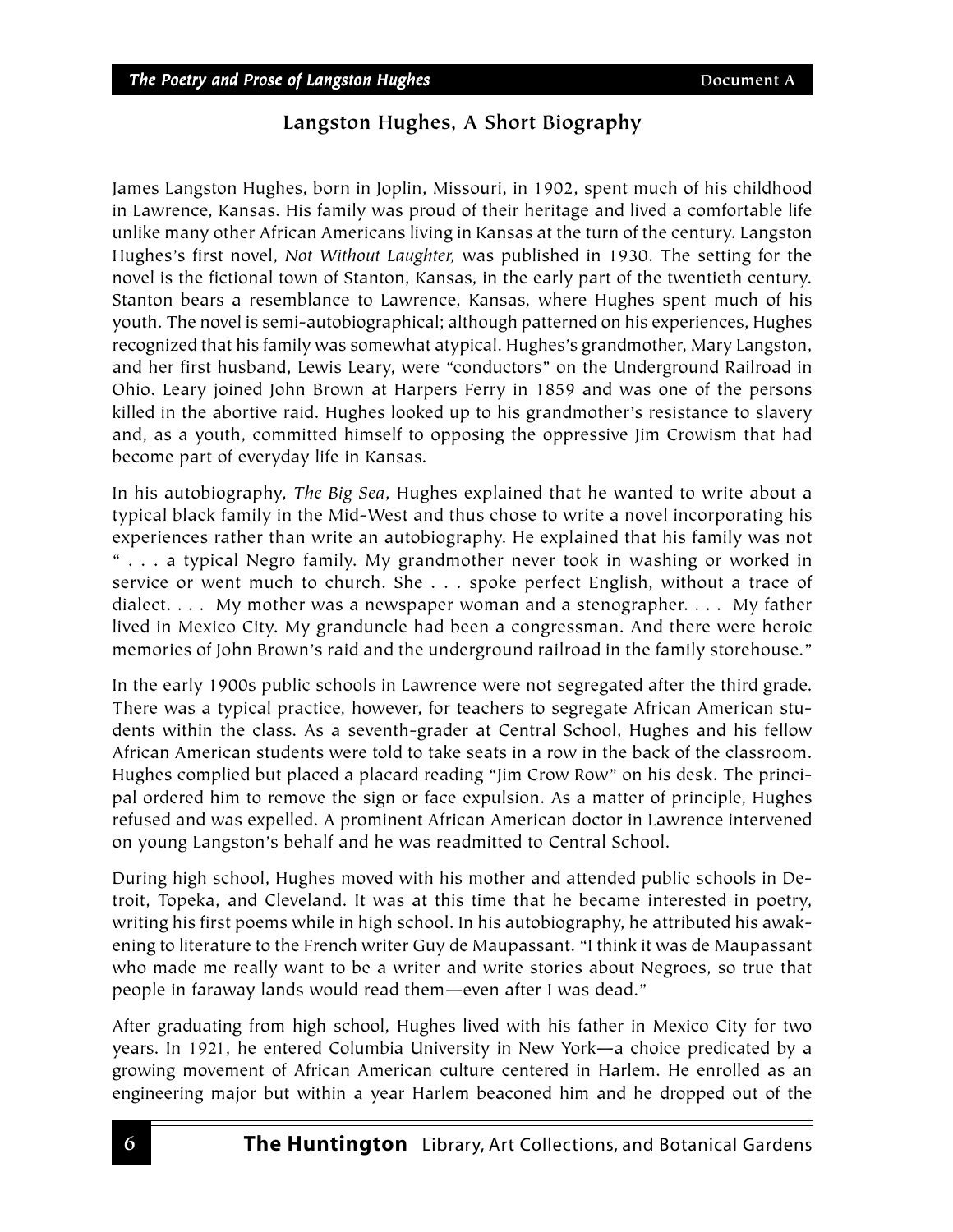## Langston Hughes, A Short Biography

James Langston Hughes, born in Joplin, Missouri, in 1902, spent much of his childhood in Lawrence, Kansas. His family was proud of their heritage and lived a comfortable life unlike many other African Americans living in Kansas at the turn of the century. Langston Hughes's first novel, *Not Without Laughter,* was published in 1930. The setting for the novel is the fictional town of Stanton, Kansas, in the early part of the twentieth century. Stanton bears a resemblance to Lawrence, Kansas, where Hughes spent much of his youth. The novel is semi-autobiographical; although patterned on his experiences, Hughes recognized that his family was somewhat atypical. Hughes's grandmother, Mary Langston, and her first husband, Lewis Leary, were "conductors" on the Underground Railroad in Ohio. Leary joined John Brown at Harpers Ferry in 1859 and was one of the persons killed in the abortive raid. Hughes looked up to his grandmother's resistance to slavery and, as a youth, committed himself to opposing the oppressive Jim Crowism that had become part of everyday life in Kansas.

In his autobiography, *The Big Sea*, Hughes explained that he wanted to write about a typical black family in the Mid-West and thus chose to write a novel incorporating his experiences rather than write an autobiography. He explained that his family was not " . . . a typical Negro family. My grandmother never took in washing or worked in service or went much to church. She . . . spoke perfect English, without a trace of dialect. . . . My mother was a newspaper woman and a stenographer. . . . My father lived in Mexico City. My granduncle had been a congressman. And there were heroic memories of John Brown's raid and the underground railroad in the family storehouse."

In the early 1900s public schools in Lawrence were not segregated after the third grade. There was a typical practice, however, for teachers to segregate African American students within the class. As a seventh-grader at Central School, Hughes and his fellow African American students were told to take seats in a row in the back of the classroom. Hughes complied but placed a placard reading "Jim Crow Row" on his desk. The principal ordered him to remove the sign or face expulsion. As a matter of principle, Hughes refused and was expelled. A prominent African American doctor in Lawrence intervened on young Langston's behalf and he was readmitted to Central School.

During high school, Hughes moved with his mother and attended public schools in Detroit, Topeka, and Cleveland. It was at this time that he became interested in poetry, writing his first poems while in high school. In his autobiography, he attributed his awakening to literature to the French writer Guy de Maupassant. "I think it was de Maupassant who made me really want to be a writer and write stories about Negroes, so true that people in faraway lands would read them—even after I was dead."

After graduating from high school, Hughes lived with his father in Mexico City for two years. In 1921, he entered Columbia University in New York—a choice predicated by a growing movement of African American culture centered in Harlem. He enrolled as an engineering major but within a year Harlem beaconed him and he dropped out of the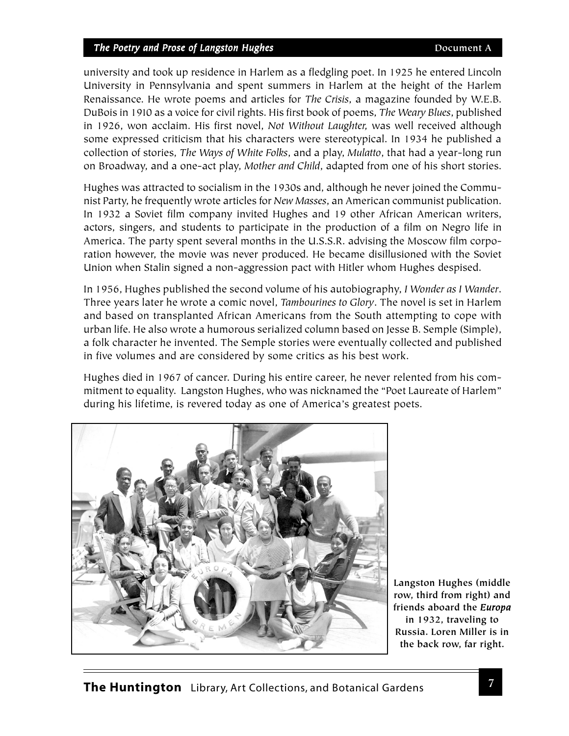university and took up residence in Harlem as a fledgling poet. In 1925 he entered Lincoln University in Pennsylvania and spent summers in Harlem at the height of the Harlem Renaissance. He wrote poems and articles for *The Crisis*, a magazine founded by W.E.B. DuBois in 1910 as a voice for civil rights. His first book of poems, *The Weary Blues*, published in 1926, won acclaim. His first novel, *Not Without Laughter,* was well received although some expressed criticism that his characters were stereotypical. In 1934 he published a collection of stories, *The Ways of White Folks*, and a play, *Mulatto*, that had a year-long run on Broadway, and a one-act play, *Mother and Child*, adapted from one of his short stories.

Hughes was attracted to socialism in the 1930s and, although he never joined the Communist Party, he frequently wrote articles for *New Masses*, an American communist publication. In 1932 a Soviet film company invited Hughes and 19 other African American writers, actors, singers, and students to participate in the production of a film on Negro life in America. The party spent several months in the U.S.S.R. advising the Moscow film corporation however, the movie was never produced. He became disillusioned with the Soviet Union when Stalin signed a non-aggression pact with Hitler whom Hughes despised.

In 1956, Hughes published the second volume of his autobiography, *I Wonder as I Wander*. Three years later he wrote a comic novel, *Tambourines to Glory*. The novel is set in Harlem and based on transplanted African Americans from the South attempting to cope with urban life. He also wrote a humorous serialized column based on Jesse B. Semple (Simple), a folk character he invented. The Semple stories were eventually collected and published in five volumes and are considered by some critics as his best work.

Hughes died in 1967 of cancer. During his entire career, he never relented from his commitment to equality. Langston Hughes, who was nicknamed the "Poet Laureate of Harlem" during his lifetime, is revered today as one of America's greatest poets.

**Langston Hughes (middle row, third from right) and friends aboard the *Europa* in 1932, traveling to Russia. Loren Miller is in the back row, far right.**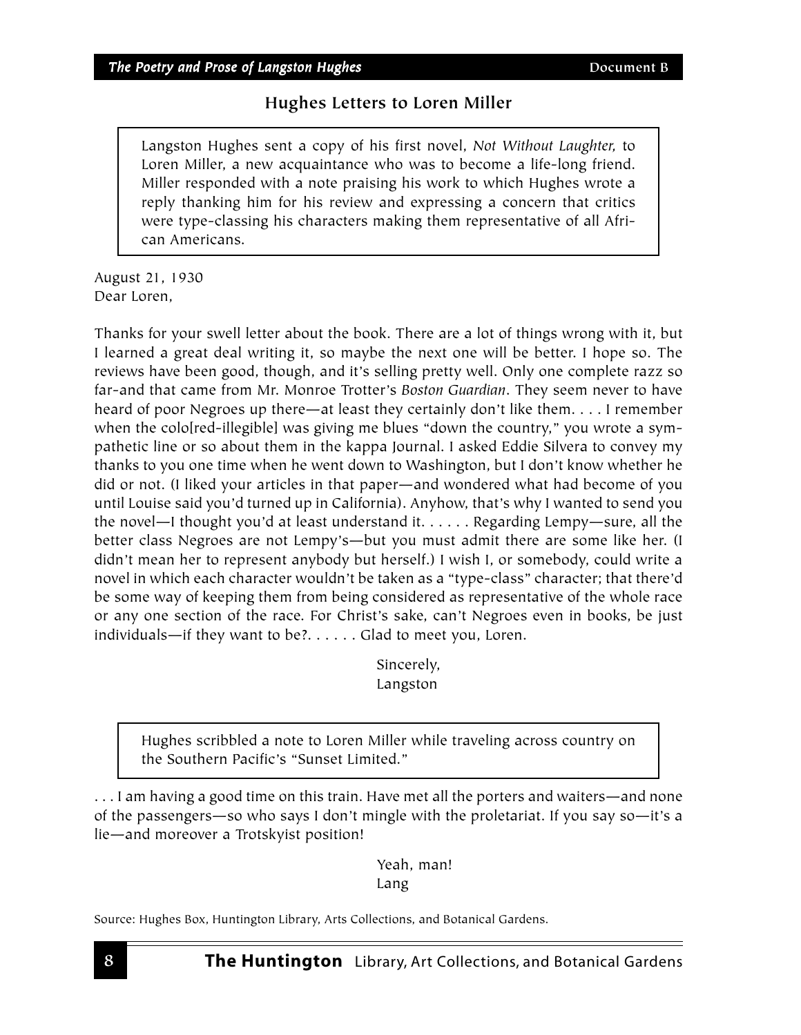## Hughes Letters to Loren Miller

> Langston Hughes sent a copy of his first novel, *Not Without Laughter,* to Loren Miller, a new acquaintance who was to become a life-long friend. Miller responded with a note praising his work to which Hughes wrote a reply thanking him for his review and expressing a concern that critics were type-classing his characters making them representative of all African Americans.

August 21, 1930
Dear Loren,

Thanks for your swell letter about the book. There are a lot of things wrong with it, but I learned a great deal writing it, so maybe the next one will be better. I hope so. The reviews have been good, though, and it's selling pretty well. Only one complete razz so far-and that came from Mr. Monroe Trotter's *Boston Guardian*. They seem never to have heard of poor Negroes up there—at least they certainly don't like them. . . . I remember when the colo[red-illegible] was giving me blues "down the country," you wrote a sympathetic line or so about them in the kappa Journal. I asked Eddie Silvera to convey my thanks to you one time when he went down to Washington, but I don't know whether he did or not. (I liked your articles in that paper—and wondered what had become of you until Louise said you'd turned up in California). Anyhow, that's why I wanted to send you the novel—I thought you'd at least understand it. . . . . . Regarding Lempy—sure, all the better class Negroes are not Lempy's—but you must admit there are some like her. (I didn't mean her to represent anybody but herself.) I wish I, or somebody, could write a novel in which each character wouldn't be taken as a "type-class" character; that there'd be some way of keeping them from being considered as representative of the whole race or any one section of the race. For Christ's sake, can't Negroes even in books, be just individuals—if they want to be?. . . . . . Glad to meet you, Loren.

Sincerely,
Langston

> Hughes scribbled a note to Loren Miller while traveling across country on the Southern Pacific's "Sunset Limited."

. . . I am having a good time on this train. Have met all the porters and waiters—and none of the passengers—so who says I don't mingle with the proletariat. If you say so—it's a lie—and moreover a Trotskyist position!

Yeah, man!
Lang

Source: Hughes Box, Huntington Library, Arts Collections, and Botanical Gardens.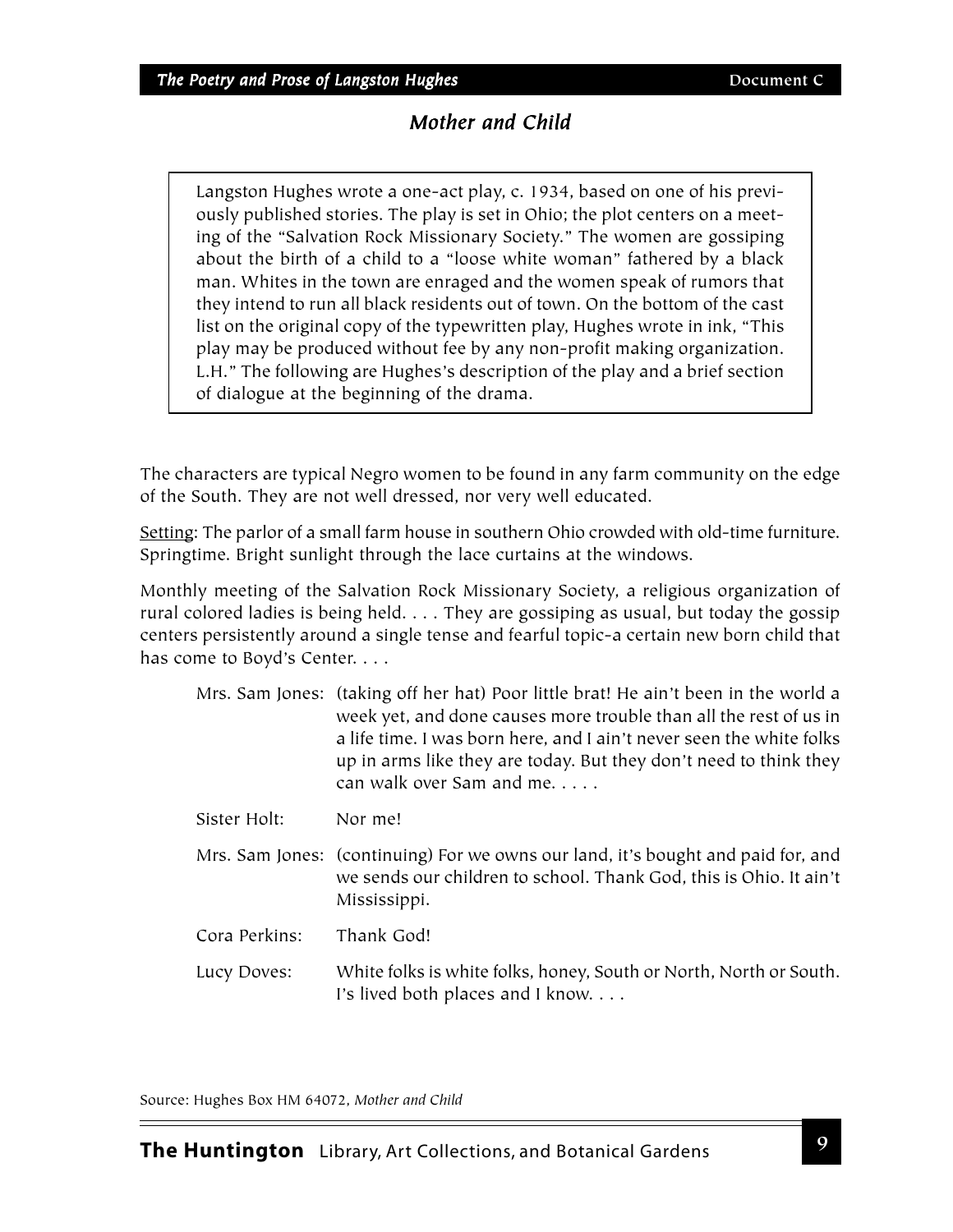## Mother and Child

> Langston Hughes wrote a one-act play, c. 1934, based on one of his previously published stories. The play is set in Ohio; the plot centers on a meeting of the "Salvation Rock Missionary Society." The women are gossiping about the birth of a child to a "loose white woman" fathered by a black man. Whites in the town are enraged and the women speak of rumors that they intend to run all black residents out of town. On the bottom of the cast list on the original copy of the typewritten play, Hughes wrote in ink, "This play may be produced without fee by any non-profit making organization. L.H." The following are Hughes's description of the play and a brief section of dialogue at the beginning of the drama.

The characters are typical Negro women to be found in any farm community on the edge of the South. They are not well dressed, nor very well educated.

<u>Setting</u>: The parlor of a small farm house in southern Ohio crowded with old-time furniture. Springtime. Bright sunlight through the lace curtains at the windows.

Monthly meeting of the Salvation Rock Missionary Society, a religious organization of rural colored ladies is being held. . . . They are gossiping as usual, but today the gossip centers persistently around a single tense and fearful topic-a certain new born child that has come to Boyd's Center. . . .

Mrs. Sam Jones: (taking off her hat) Poor little brat! He ain't been in the world a week yet, and done causes more trouble than all the rest of us in a life time. I was born here, and I ain't never seen the white folks up in arms like they are today. But they don't need to think they can walk over Sam and me. . . . .

Sister Holt: Nor me!

Mrs. Sam Jones: (continuing) For we owns our land, it's bought and paid for, and we sends our children to school. Thank God, this is Ohio. It ain't Mississippi.

Cora Perkins: Thank God!

Lucy Doves: White folks is white folks, honey, South or North, North or South. I's lived both places and I know. . . .

Source: Hughes Box HM 64072, *Mother and Child*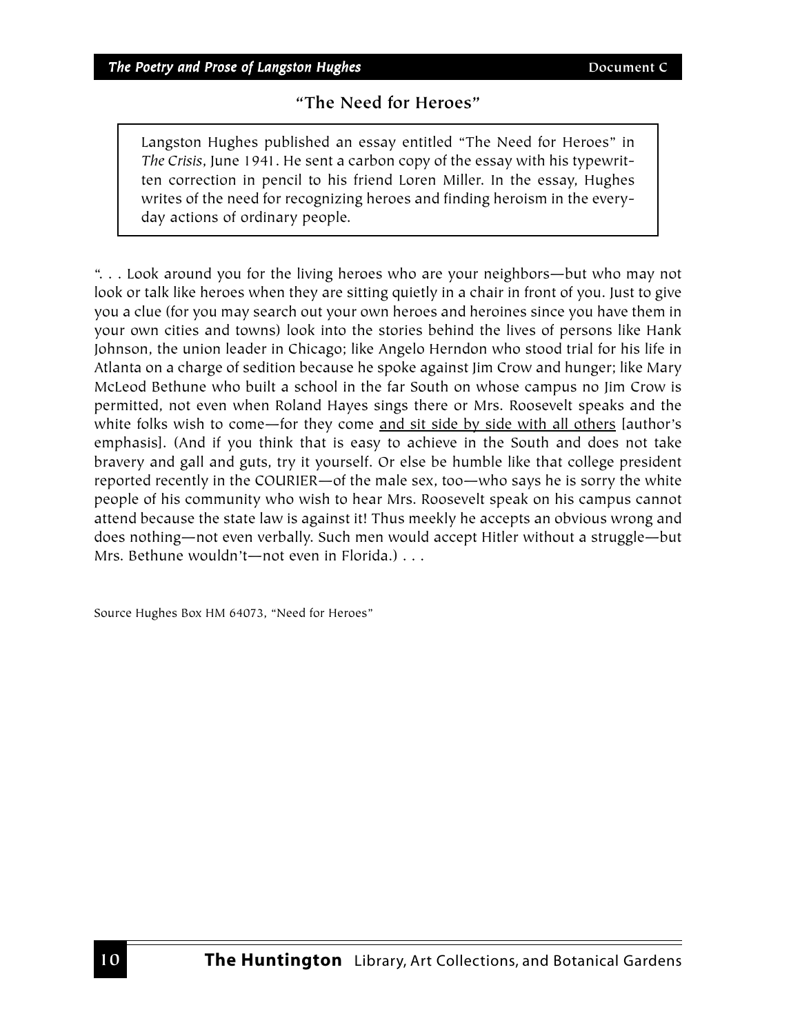## "The Need for Heroes"

> Langston Hughes published an essay entitled "The Need for Heroes" in *The Crisis*, June 1941. He sent a carbon copy of the essay with his typewritten correction in pencil to his friend Loren Miller. In the essay, Hughes writes of the need for recognizing heroes and finding heroism in the everyday actions of ordinary people.

". . . Look around you for the living heroes who are your neighbors—but who may not look or talk like heroes when they are sitting quietly in a chair in front of you. Just to give you a clue (for you may search out your own heroes and heroines since you have them in your own cities and towns) look into the stories behind the lives of persons like Hank Johnson, the union leader in Chicago; like Angelo Herndon who stood trial for his life in Atlanta on a charge of sedition because he spoke against Jim Crow and hunger; like Mary McLeod Bethune who built a school in the far South on whose campus no Jim Crow is permitted, not even when Roland Hayes sings there or Mrs. Roosevelt speaks and the white folks wish to come—for they come <u>and sit side by side with all others</u> [author's emphasis]. (And if you think that is easy to achieve in the South and does not take bravery and gall and guts, try it yourself. Or else be humble like that college president reported recently in the COURIER—of the male sex, too—who says he is sorry the white people of his community who wish to hear Mrs. Roosevelt speak on his campus cannot attend because the state law is against it! Thus meekly he accepts an obvious wrong and does nothing—not even verbally. Such men would accept Hitler without a struggle—but Mrs. Bethune wouldn't—not even in Florida.) . . .

Source Hughes Box HM 64073, "Need for Heroes"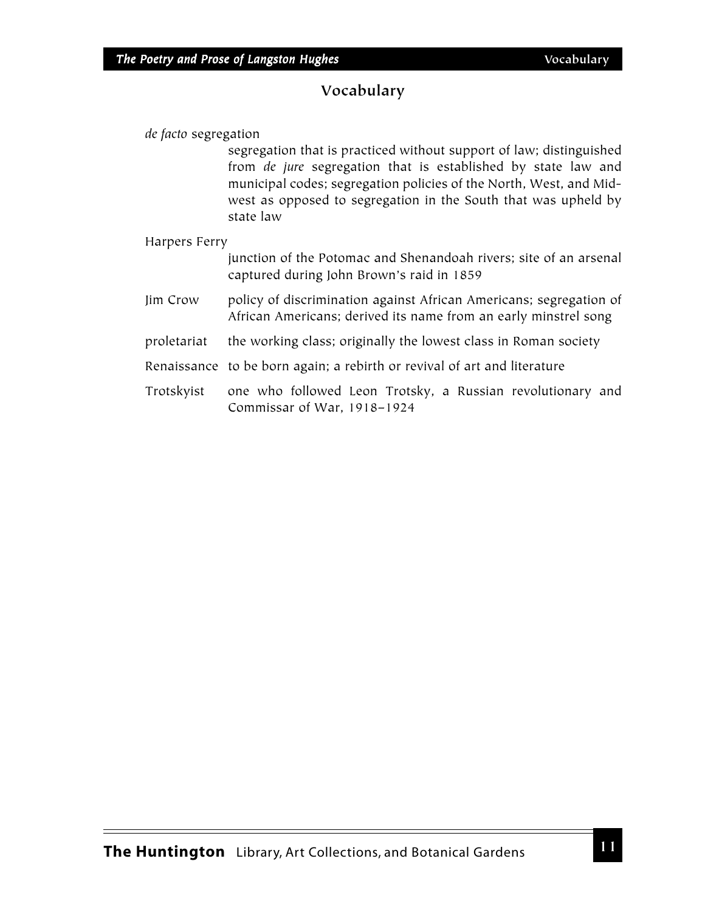## Vocabulary

*de facto* segregation
: segregation that is practiced without support of law; distinguished from *de jure* segregation that is established by state law and municipal codes; segregation policies of the North, West, and Midwest as opposed to segregation in the South that was upheld by state law

Harpers Ferry
: junction of the Potomac and Shenandoah rivers; site of an arsenal captured during John Brown's raid in 1859

Jim Crow
: policy of discrimination against African Americans; segregation of African Americans; derived its name from an early minstrel song

proletariat
: the working class; originally the lowest class in Roman society

Renaissance
: to be born again; a rebirth or revival of art and literature

Trotskyist
: one who followed Leon Trotsky, a Russian revolutionary and Commissar of War, 1918–1924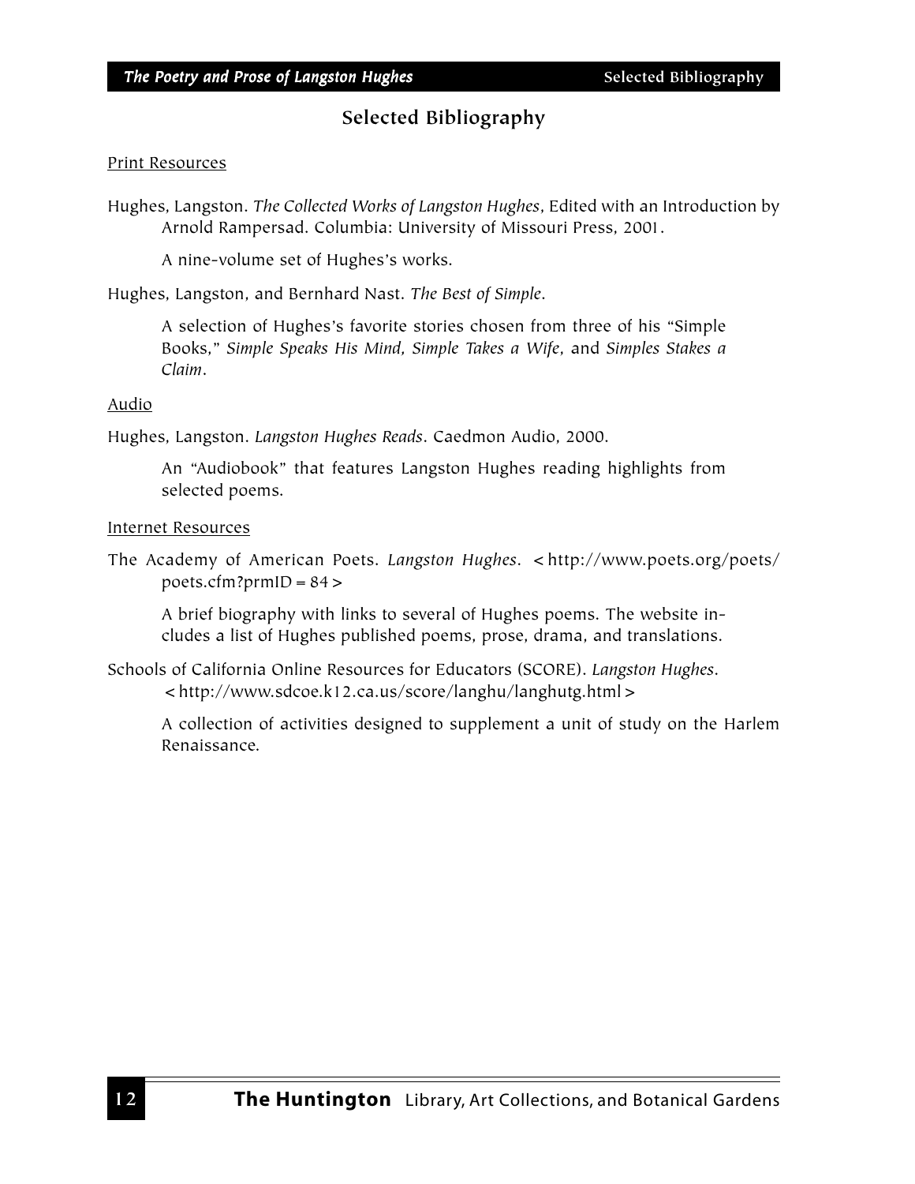## Selected Bibliography

Print Resources

Hughes, Langston. *The Collected Works of Langston Hughes*, Edited with an Introduction by Arnold Rampersad. Columbia: University of Missouri Press, 2001.

A nine-volume set of Hughes's works.

Hughes, Langston, and Bernhard Nast. *The Best of Simple*.

A selection of Hughes's favorite stories chosen from three of his "Simple Books," *Simple Speaks His Mind, Simple Takes a Wife*, and *Simples Stakes a Claim*.

Audio

Hughes, Langston. *Langston Hughes Reads*. Caedmon Audio, 2000.

An "Audiobook" that features Langston Hughes reading highlights from selected poems.

Internet Resources

The Academy of American Poets. *Langston Hughes*. <http://www.poets.org/poets/poets.cfm?prmID=84>

A brief biography with links to several of Hughes poems. The website includes a list of Hughes published poems, prose, drama, and translations.

Schools of California Online Resources for Educators (SCORE). *Langston Hughes*. <http://www.sdcoe.k12.ca.us/score/langhu/langhutg.html>

A collection of activities designed to supplement a unit of study on the Harlem Renaissance.